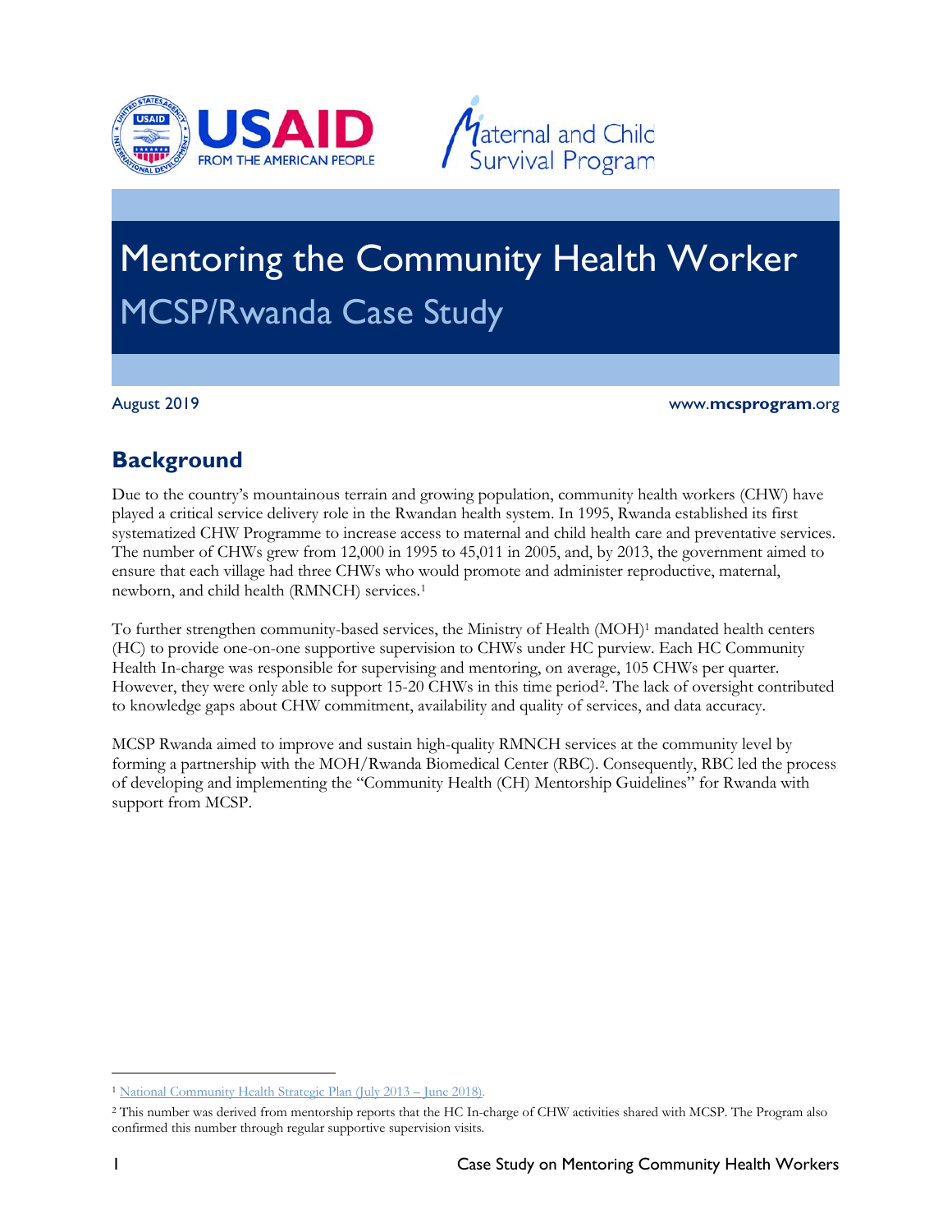# Mentoring the Community Health Worker

## MCSP/Rwanda Case Study

August 2019

www.mcsprogram.org

## Background

Due to the country's mountainous terrain and growing population, community health workers (CHW) have played a critical service delivery role in the Rwandan health system. In 1995, Rwanda established its first systematized CHW Programme to increase access to maternal and child health care and preventative services. The number of CHWs grew from 12,000 in 1995 to 45,011 in 2005, and, by 2013, the government aimed to ensure that each village had three CHWs who would promote and administer reproductive, maternal, newborn, and child health (RMNCH) services.[1]

To further strengthen community-based services, the Ministry of Health (MOH)[1] mandated health centers (HC) to provide one-on-one supportive supervision to CHWs under HC purview. Each HC Community Health In-charge was responsible for supervising and mentoring, on average, 105 CHWs per quarter. However, they were only able to support 15-20 CHWs in this time period[2]. The lack of oversight contributed to knowledge gaps about CHW commitment, availability and quality of services, and data accuracy.

MCSP Rwanda aimed to improve and sustain high-quality RMNCH services at the community level by forming a partnership with the MOH/Rwanda Biomedical Center (RBC). Consequently, RBC led the process of developing and implementing the "Community Health (CH) Mentorship Guidelines" for Rwanda with support from MCSP.

---

[1] National Community Health Strategic Plan (July 2013 – June 2018).

[2] This number was derived from mentorship reports that the HC In-charge of CHW activities shared with MCSP. The Program also confirmed this number through regular supportive supervision visits.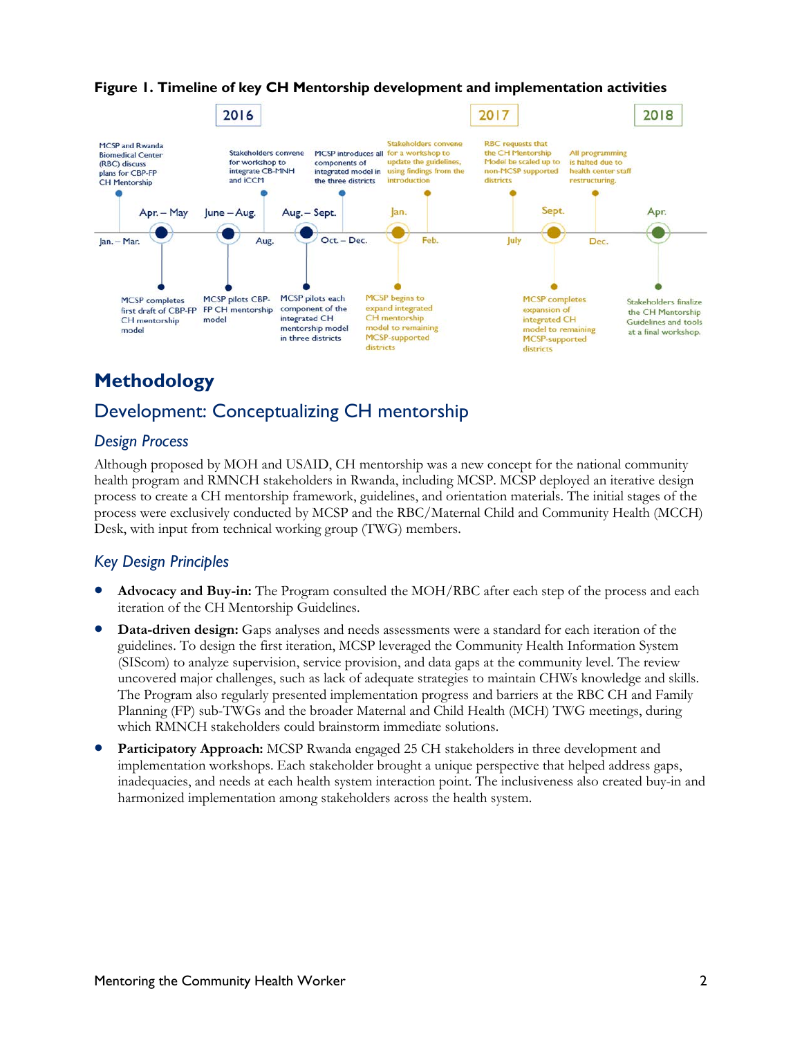**Figure 1. Timeline of key CH Mentorship development and implementation activities**

**2016**

- **Jan. – Mar.:** MCSP and Rwanda Biomedical Center (RBC) discuss plans for CBP-FP CH Mentorship
- **Apr. – May:** MCSP completes first draft of CBP-FP CH mentorship model
- **June – Aug.:** MCSP pilots CBP-FP CH mentorship model
- **Aug.:** Stakeholders convene for workshop to integrate CB-MNH and iCCM
- **Aug. – Sept.:** MCSP pilots each component of the integrated CH mentorship model in three districts
- **Oct. – Dec.:** MCSP introduces all components of integrated model in the three districts

**2017**

- **Jan.:** MCSP begins to expand integrated CH mentorship model to remaining MCSP-supported districts
- **Feb.:** Stakeholders convene for a workshop to update the guidelines, using findings from the introduction
- **July:** RBC requests that the CH Mentorship Model be scaled up to non-MCSP supported districts
- **Sept.:** MCSP completes expansion of integrated CH model to remaining MCSP-supported districts
- **Dec.:** All programming is halted due to health center staff restructuring.

**2018**

- **Apr.:** Stakeholders finalize the CH Mentorship Guidelines and tools at a final workshop.

# Methodology

## Development: Conceptualizing CH mentorship

### *Design Process*

Although proposed by MOH and USAID, CH mentorship was a new concept for the national community health program and RMNCH stakeholders in Rwanda, including MCSP. MCSP deployed an iterative design process to create a CH mentorship framework, guidelines, and orientation materials. The initial stages of the process were exclusively conducted by MCSP and the RBC/Maternal Child and Community Health (MCCH) Desk, with input from technical working group (TWG) members.

### *Key Design Principles*

- **Advocacy and Buy-in:** The Program consulted the MOH/RBC after each step of the process and each iteration of the CH Mentorship Guidelines.
- **Data-driven design:** Gaps analyses and needs assessments were a standard for each iteration of the guidelines. To design the first iteration, MCSP leveraged the Community Health Information System (SIScom) to analyze supervision, service provision, and data gaps at the community level. The review uncovered major challenges, such as lack of adequate strategies to maintain CHWs knowledge and skills. The Program also regularly presented implementation progress and barriers at the RBC CH and Family Planning (FP) sub-TWGs and the broader Maternal and Child Health (MCH) TWG meetings, during which RMNCH stakeholders could brainstorm immediate solutions.
- **Participatory Approach:** MCSP Rwanda engaged 25 CH stakeholders in three development and implementation workshops. Each stakeholder brought a unique perspective that helped address gaps, inadequacies, and needs at each health system interaction point. The inclusiveness also created buy-in and harmonized implementation among stakeholders across the health system.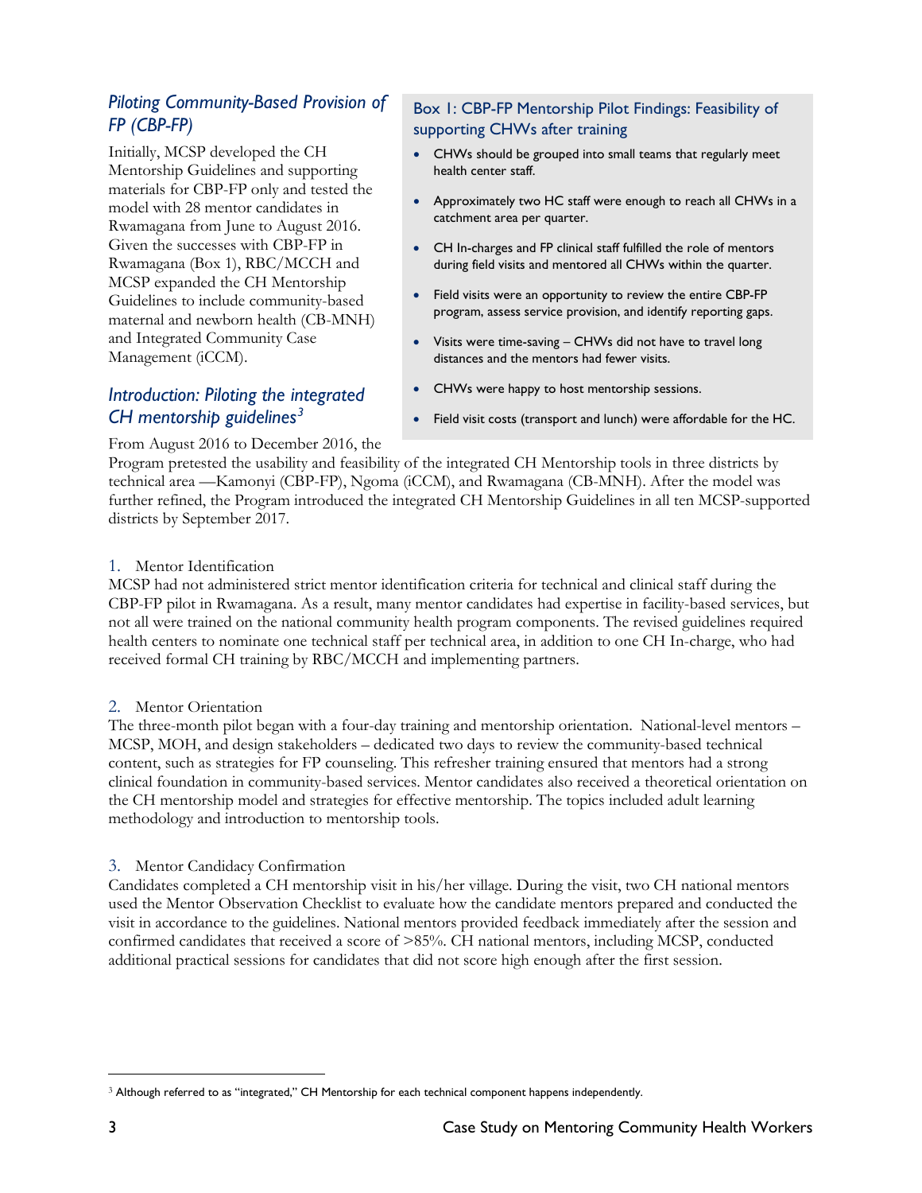## *Piloting Community-Based Provision of FP (CBP-FP)*

Initially, MCSP developed the CH Mentorship Guidelines and supporting materials for CBP-FP only and tested the model with 28 mentor candidates in Rwamagana from June to August 2016. Given the successes with CBP-FP in Rwamagana (Box 1), RBC/MCCH and MCSP expanded the CH Mentorship Guidelines to include community-based maternal and newborn health (CB-MNH) and Integrated Community Case Management (iCCM).

### Box 1: CBP-FP Mentorship Pilot Findings: Feasibility of supporting CHWs after training

- CHWs should be grouped into small teams that regularly meet health center staff.
- Approximately two HC staff were enough to reach all CHWs in a catchment area per quarter.
- CH In-charges and FP clinical staff fulfilled the role of mentors during field visits and mentored all CHWs within the quarter.
- Field visits were an opportunity to review the entire CBP-FP program, assess service provision, and identify reporting gaps.
- Visits were time-saving – CHWs did not have to travel long distances and the mentors had fewer visits.
- CHWs were happy to host mentorship sessions.
- Field visit costs (transport and lunch) were affordable for the HC.

## *Introduction: Piloting the integrated CH mentorship guidelines*[3]

From August 2016 to December 2016, the Program pretested the usability and feasibility of the integrated CH Mentorship tools in three districts by technical area —Kamonyi (CBP-FP), Ngoma (iCCM), and Rwamagana (CB-MNH). After the model was further refined, the Program introduced the integrated CH Mentorship Guidelines in all ten MCSP-supported districts by September 2017.

1. Mentor Identification

MCSP had not administered strict mentor identification criteria for technical and clinical staff during the CBP-FP pilot in Rwamagana. As a result, many mentor candidates had expertise in facility-based services, but not all were trained on the national community health program components. The revised guidelines required health centers to nominate one technical staff per technical area, in addition to one CH In-charge, who had received formal CH training by RBC/MCCH and implementing partners.

2. Mentor Orientation

The three-month pilot began with a four-day training and mentorship orientation. National-level mentors – MCSP, MOH, and design stakeholders – dedicated two days to review the community-based technical content, such as strategies for FP counseling. This refresher training ensured that mentors had a strong clinical foundation in community-based services. Mentor candidates also received a theoretical orientation on the CH mentorship model and strategies for effective mentorship. The topics included adult learning methodology and introduction to mentorship tools.

3. Mentor Candidacy Confirmation

Candidates completed a CH mentorship visit in his/her village. During the visit, two CH national mentors used the Mentor Observation Checklist to evaluate how the candidate mentors prepared and conducted the visit in accordance to the guidelines. National mentors provided feedback immediately after the session and confirmed candidates that received a score of >85%. CH national mentors, including MCSP, conducted additional practical sessions for candidates that did not score high enough after the first session.

---

[3] Although referred to as "integrated," CH Mentorship for each technical component happens independently.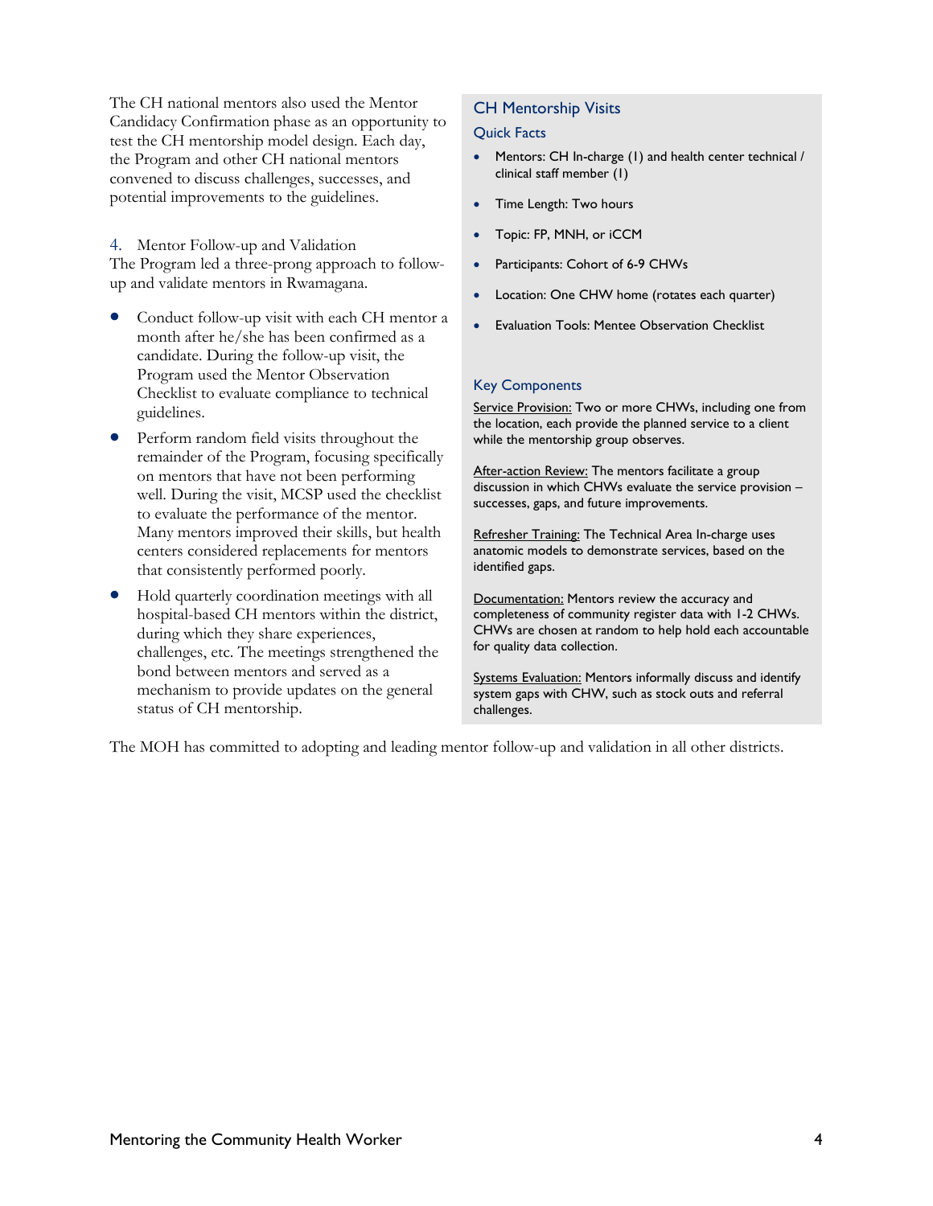The CH national mentors also used the Mentor Candidacy Confirmation phase as an opportunity to test the CH mentorship model design. Each day, the Program and other CH national mentors convened to discuss challenges, successes, and potential improvements to the guidelines.

### 4. Mentor Follow-up and Validation

The Program led a three-prong approach to follow-up and validate mentors in Rwamagana.

- Conduct follow-up visit with each CH mentor a month after he/she has been confirmed as a candidate. During the follow-up visit, the Program used the Mentor Observation Checklist to evaluate compliance to technical guidelines.
- Perform random field visits throughout the remainder of the Program, focusing specifically on mentors that have not been performing well. During the visit, MCSP used the checklist to evaluate the performance of the mentor. Many mentors improved their skills, but health centers considered replacements for mentors that consistently performed poorly.
- Hold quarterly coordination meetings with all hospital-based CH mentors within the district, during which they share experiences, challenges, etc. The meetings strengthened the bond between mentors and served as a mechanism to provide updates on the general status of CH mentorship.

The MOH has committed to adopting and leading mentor follow-up and validation in all other districts.

## CH Mentorship Visits

### Quick Facts

- Mentors: CH In-charge (1) and health center technical / clinical staff member (1)
- Time Length: Two hours
- Topic: FP, MNH, or iCCM
- Participants: Cohort of 6-9 CHWs
- Location: One CHW home (rotates each quarter)
- Evaluation Tools: Mentee Observation Checklist

### Key Components

Service Provision: Two or more CHWs, including one from the location, each provide the planned service to a client while the mentorship group observes.

After-action Review: The mentors facilitate a group discussion in which CHWs evaluate the service provision – successes, gaps, and future improvements.

Refresher Training: The Technical Area In-charge uses anatomic models to demonstrate services, based on the identified gaps.

Documentation: Mentors review the accuracy and completeness of community register data with 1-2 CHWs. CHWs are chosen at random to help hold each accountable for quality data collection.

Systems Evaluation: Mentors informally discuss and identify system gaps with CHW, such as stock outs and referral challenges.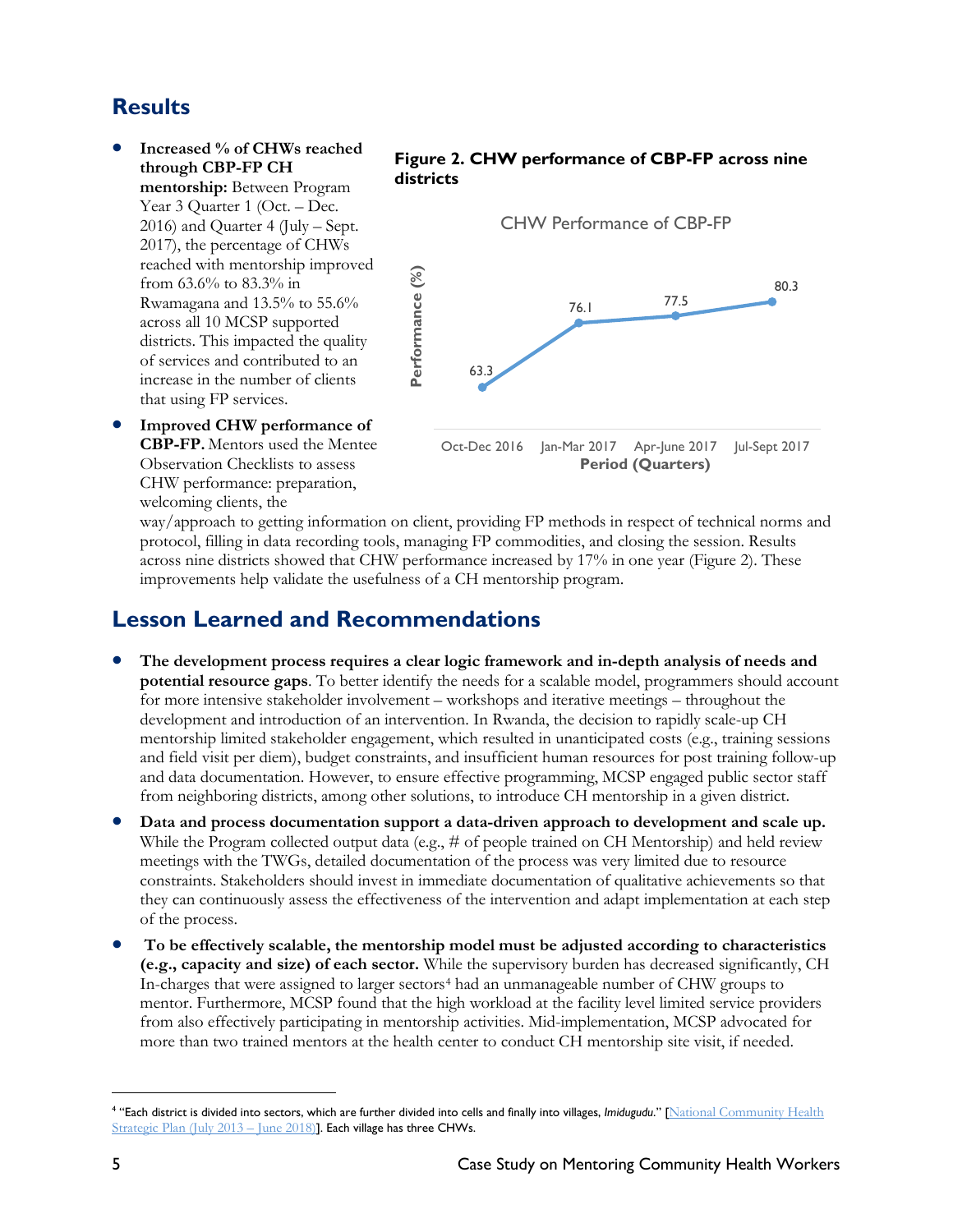## Results

- **Increased % of CHWs reached through CBP-FP CH mentorship:** Between Program Year 3 Quarter 1 (Oct. – Dec. 2016) and Quarter 4 (July – Sept. 2017), the percentage of CHWs reached with mentorship improved from 63.6% to 83.3% in Rwamagana and 13.5% to 55.6% across all 10 MCSP supported districts. This impacted the quality of services and contributed to an increase in the number of clients that using FP services.
- **Improved CHW performance of CBP-FP.** Mentors used the Mentee Observation Checklists to assess CHW performance: preparation, welcoming clients, the way/approach to getting information on client, providing FP methods in respect of technical norms and protocol, filling in data recording tools, managing FP commodities, and closing the session. Results across nine districts showed that CHW performance increased by 17% in one year (Figure 2). These improvements help validate the usefulness of a CH mentorship program.

**Figure 2. CHW performance of CBP-FP across nine districts**

CHW Performance of CBP-FP

| Period (Quarters) | Performance (%) |
|---|---|
| Oct-Dec 2016 | 63.3 |
| Jan-Mar 2017 | 76.1 |
| Apr-June 2017 | 77.5 |
| Jul-Sept 2017 | 80.3 |

## Lesson Learned and Recommendations

- **The development process requires a clear logic framework and in-depth analysis of needs and potential resource gaps**. To better identify the needs for a scalable model, programmers should account for more intensive stakeholder involvement – workshops and iterative meetings – throughout the development and introduction of an intervention. In Rwanda, the decision to rapidly scale-up CH mentorship limited stakeholder engagement, which resulted in unanticipated costs (e.g., training sessions and field visit per diem), budget constraints, and insufficient human resources for post training follow-up and data documentation. However, to ensure effective programming, MCSP engaged public sector staff from neighboring districts, among other solutions, to introduce CH mentorship in a given district.
- **Data and process documentation support a data-driven approach to development and scale up.** While the Program collected output data (e.g., # of people trained on CH Mentorship) and held review meetings with the TWGs, detailed documentation of the process was very limited due to resource constraints. Stakeholders should invest in immediate documentation of qualitative achievements so that they can continuously assess the effectiveness of the intervention and adapt implementation at each step of the process.
- **To be effectively scalable, the mentorship model must be adjusted according to characteristics (e.g., capacity and size) of each sector.** While the supervisory burden has decreased significantly, CH In-charges that were assigned to larger sectors[4] had an unmanageable number of CHW groups to mentor. Furthermore, MCSP found that the high workload at the facility level limited service providers from also effectively participating in mentorship activities. Mid-implementation, MCSP advocated for more than two trained mentors at the health center to conduct CH mentorship site visit, if needed.

[4] "Each district is divided into sectors, which are further divided into cells and finally into villages, *Imidugudu*." [National Community Health Strategic Plan (July 2013 – June 2018)]. Each village has three CHWs.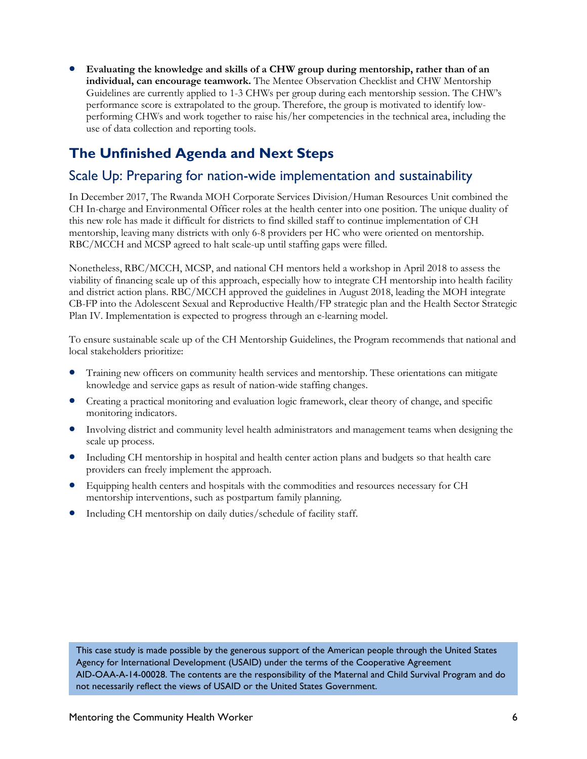- **Evaluating the knowledge and skills of a CHW group during mentorship, rather than of an individual, can encourage teamwork.** The Mentee Observation Checklist and CHW Mentorship Guidelines are currently applied to 1-3 CHWs per group during each mentorship session. The CHW's performance score is extrapolated to the group. Therefore, the group is motivated to identify low-performing CHWs and work together to raise his/her competencies in the technical area, including the use of data collection and reporting tools.

## The Unfinished Agenda and Next Steps

### Scale Up: Preparing for nation-wide implementation and sustainability

In December 2017, The Rwanda MOH Corporate Services Division/Human Resources Unit combined the CH In-charge and Environmental Officer roles at the health center into one position. The unique duality of this new role has made it difficult for districts to find skilled staff to continue implementation of CH mentorship, leaving many districts with only 6-8 providers per HC who were oriented on mentorship. RBC/MCCH and MCSP agreed to halt scale-up until staffing gaps were filled.

Nonetheless, RBC/MCCH, MCSP, and national CH mentors held a workshop in April 2018 to assess the viability of financing scale up of this approach, especially how to integrate CH mentorship into health facility and district action plans. RBC/MCCH approved the guidelines in August 2018, leading the MOH integrate CB-FP into the Adolescent Sexual and Reproductive Health/FP strategic plan and the Health Sector Strategic Plan IV. Implementation is expected to progress through an e-learning model.

To ensure sustainable scale up of the CH Mentorship Guidelines, the Program recommends that national and local stakeholders prioritize:

- Training new officers on community health services and mentorship. These orientations can mitigate knowledge and service gaps as result of nation-wide staffing changes.
- Creating a practical monitoring and evaluation logic framework, clear theory of change, and specific monitoring indicators.
- Involving district and community level health administrators and management teams when designing the scale up process.
- Including CH mentorship in hospital and health center action plans and budgets so that health care providers can freely implement the approach.
- Equipping health centers and hospitals with the commodities and resources necessary for CH mentorship interventions, such as postpartum family planning.
- Including CH mentorship on daily duties/schedule of facility staff.

This case study is made possible by the generous support of the American people through the United States Agency for International Development (USAID) under the terms of the Cooperative Agreement AID-OAA-A-14-00028. The contents are the responsibility of the Maternal and Child Survival Program and do not necessarily reflect the views of USAID or the United States Government.